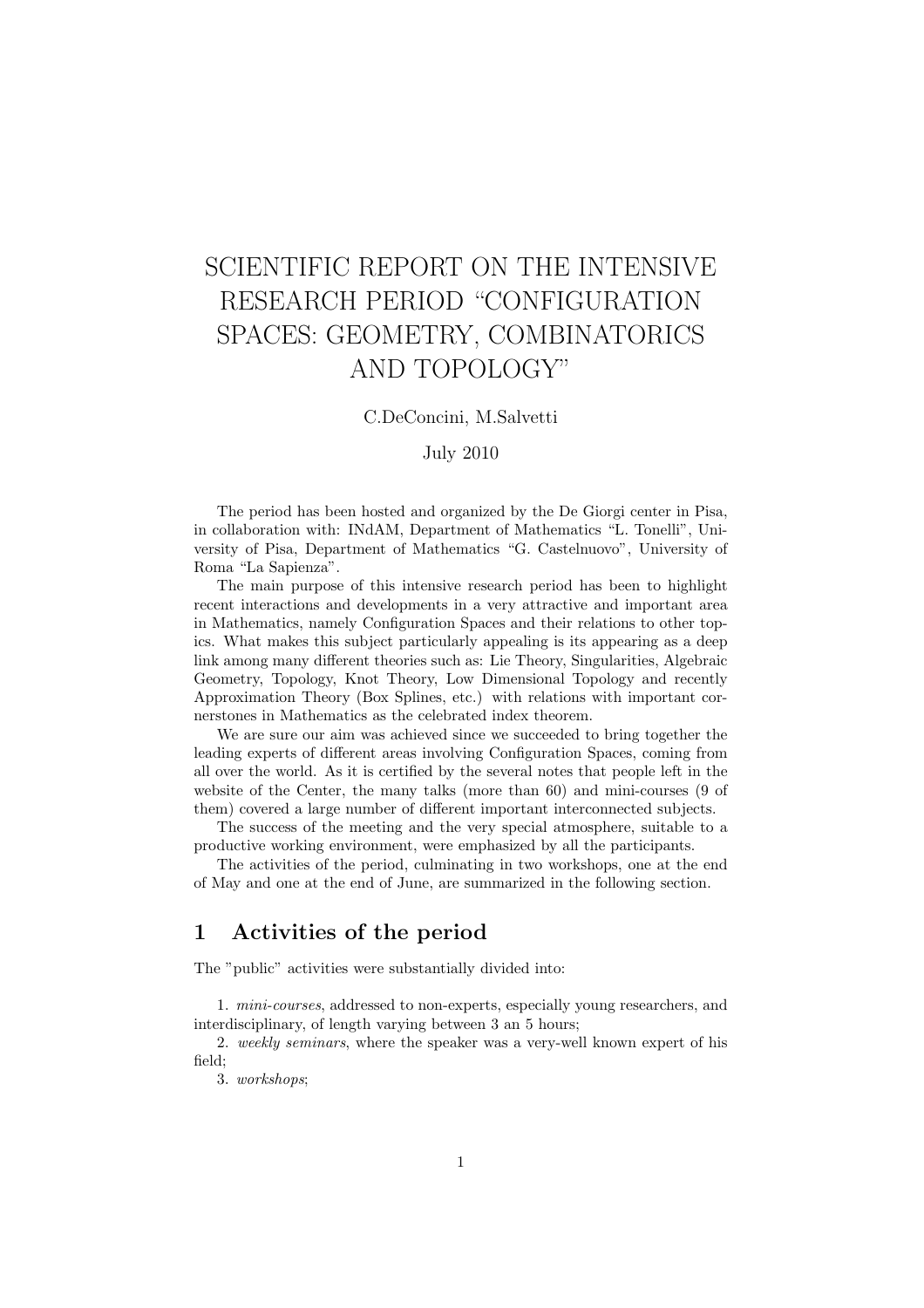# SCIENTIFIC REPORT ON THE INTENSIVE RESEARCH PERIOD "CONFIGURATION SPACES: GEOMETRY, COMBINATORICS AND TOPOLOGY"

C.DeConcini, M.Salvetti

July 2010

The period has been hosted and organized by the De Giorgi center in Pisa, in collaboration with: INdAM, Department of Mathematics "L. Tonelli", University of Pisa, Department of Mathematics "G. Castelnuovo", University of Roma "La Sapienza".

The main purpose of this intensive research period has been to highlight recent interactions and developments in a very attractive and important area in Mathematics, namely Configuration Spaces and their relations to other topics. What makes this subject particularly appealing is its appearing as a deep link among many different theories such as: Lie Theory, Singularities, Algebraic Geometry, Topology, Knot Theory, Low Dimensional Topology and recently Approximation Theory (Box Splines, etc.) with relations with important cornerstones in Mathematics as the celebrated index theorem.

We are sure our aim was achieved since we succeeded to bring together the leading experts of different areas involving Configuration Spaces, coming from all over the world. As it is certified by the several notes that people left in the website of the Center, the many talks (more than 60) and mini-courses (9 of them) covered a large number of different important interconnected subjects.

The success of the meeting and the very special atmosphere, suitable to a productive working environment, were emphasized by all the participants.

The activities of the period, culminating in two workshops, one at the end of May and one at the end of June, are summarized in the following section.

## 1 Activities of the period

The "public" activities were substantially divided into:

1. *mini-courses*, addressed to non-experts, especially young researchers, and interdisciplinary, of length varying between 3 an 5 hours;

2. *weekly seminars*, where the speaker was a very-well known expert of his field;

3. *workshops*;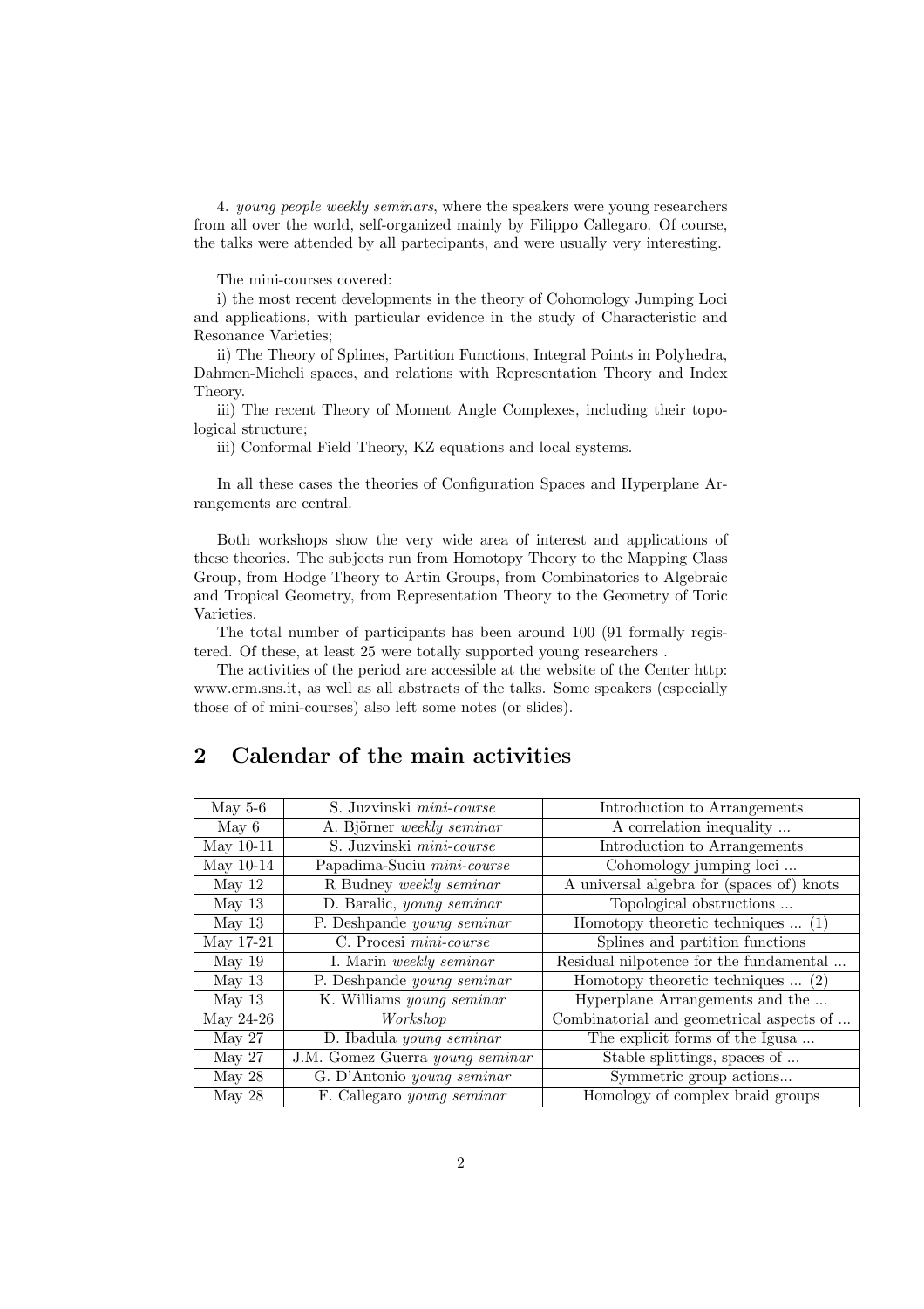4. *young people weekly seminars*, where the speakers were young researchers from all over the world, self-organized mainly by Filippo Callegaro. Of course, the talks were attended by all partecipants, and were usually very interesting.

The mini-courses covered:

i) the most recent developments in the theory of Cohomology Jumping Loci and applications, with particular evidence in the study of Characteristic and Resonance Varieties;

ii) The Theory of Splines, Partition Functions, Integral Points in Polyhedra, Dahmen-Micheli spaces, and relations with Representation Theory and Index Theory.

iii) The recent Theory of Moment Angle Complexes, including their topological structure;

iii) Conformal Field Theory, KZ equations and local systems.

In all these cases the theories of Configuration Spaces and Hyperplane Arrangements are central.

Both workshops show the very wide area of interest and applications of these theories. The subjects run from Homotopy Theory to the Mapping Class Group, from Hodge Theory to Artin Groups, from Combinatorics to Algebraic and Tropical Geometry, from Representation Theory to the Geometry of Toric Varieties.

The total number of participants has been around 100 (91 formally registered. Of these, at least 25 were totally supported young researchers .

The activities of the period are accessible at the website of the Center http: www.crm.sns.it, as well as all abstracts of the talks. Some speakers (especially those of of mini-courses) also left some notes (or slides).

## 2 Calendar of the main activities

| | | |
|---|---|---|
| May 5-6 | S. Juzvinski *mini-course* | Introduction to Arrangements |
| May 6 | A. Björner *weekly seminar* | A correlation inequality ... |
| May 10-11 | S. Juzvinski *mini-course* | Introduction to Arrangements |
| May 10-14 | Papadima-Suciu *mini-course* | Cohomology jumping loci ... |
| May 12 | R Budney *weekly seminar* | A universal algebra for (spaces of) knots |
| May 13 | D. Baralic, *young seminar* | Topological obstructions ... |
| May 13 | P. Deshpande *young seminar* | Homotopy theoretic techniques ... (1) |
| May 17-21 | C. Procesi *mini-course* | Splines and partition functions |
| May 19 | I. Marin *weekly seminar* | Residual nilpotence for the fundamental ... |
| May 13 | P. Deshpande *young seminar* | Homotopy theoretic techniques ... (2) |
| May 13 | K. Williams *young seminar* | Hyperplane Arrangements and the ... |
| May 24-26 | *Workshop* | Combinatorial and geometrical aspects of ... |
| May 27 | D. Ibadula *young seminar* | The explicit forms of the Igusa ... |
| May 27 | J.M. Gomez Guerra *young seminar* | Stable splittings, spaces of ... |
| May 28 | G. D'Antonio *young seminar* | Symmetric group actions... |
| May 28 | F. Callegaro *young seminar* | Homology of complex braid groups |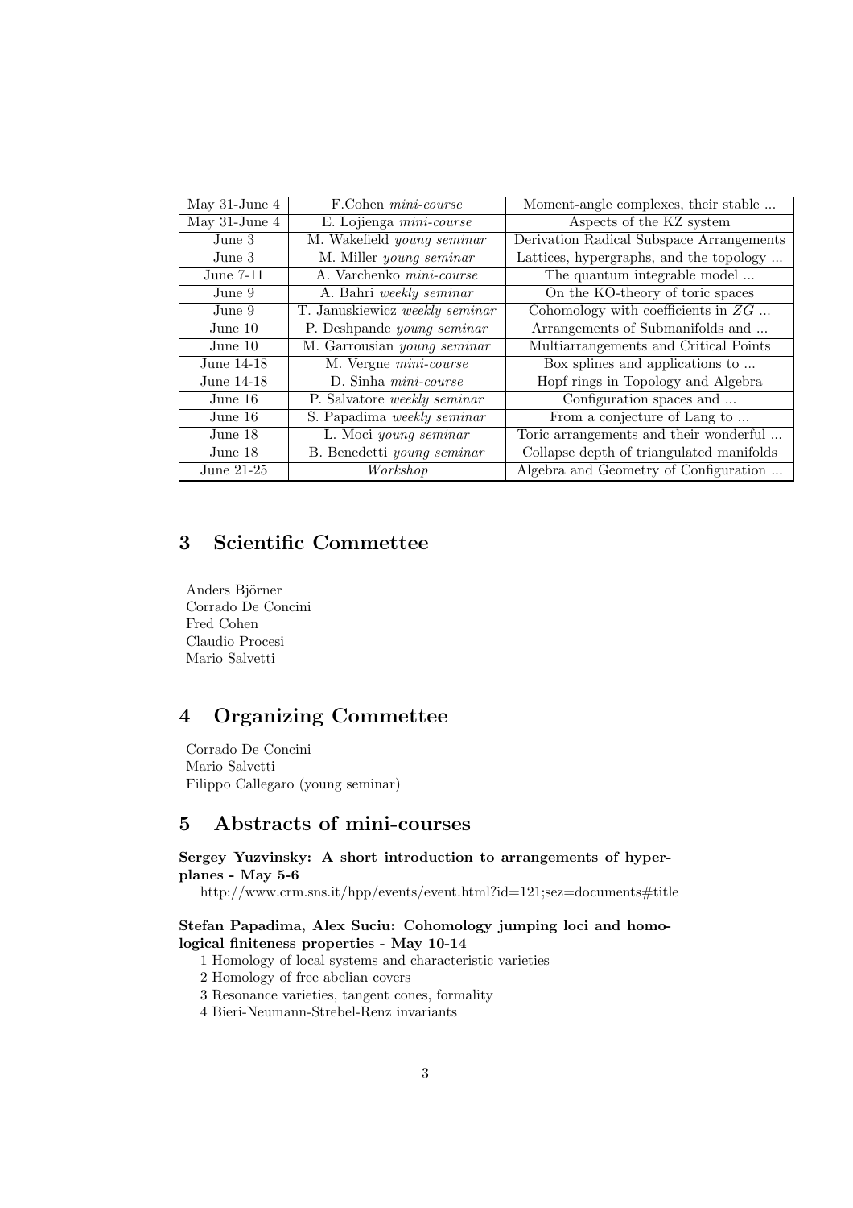| May 31-June 4 | F.Cohen *mini-course* | Moment-angle complexes, their stable ... |
|---|---|---|
| May 31-June 4 | E. Lojienga *mini-course* | Aspects of the KZ system |
| June 3 | M. Wakefield *young seminar* | Derivation Radical Subspace Arrangements |
| June 3 | M. Miller *young seminar* | Lattices, hypergraphs, and the topology ... |
| June 7-11 | A. Varchenko *mini-course* | The quantum integrable model ... |
| June 9 | A. Bahri *weekly seminar* | On the KO-theory of toric spaces |
| June 9 | T. Januskiewicz *weekly seminar* | Cohomology with coefficients in $ZG$ ... |
| June 10 | P. Deshpande *young seminar* | Arrangements of Submanifolds and ... |
| June 10 | M. Garrousian *young seminar* | Multiarrangements and Critical Points |
| June 14-18 | M. Vergne *mini-course* | Box splines and applications to ... |
| June 14-18 | D. Sinha *mini-course* | Hopf rings in Topology and Algebra |
| June 16 | P. Salvatore *weekly seminar* | Configuration spaces and ... |
| June 16 | S. Papadima *weekly seminar* | From a conjecture of Lang to ... |
| June 18 | L. Moci *young seminar* | Toric arrangements and their wonderful ... |
| June 18 | B. Benedetti *young seminar* | Collapse depth of triangulated manifolds |
| June 21-25 | *Workshop* | Algebra and Geometry of Configuration ... |

## 3 Scientific Commettee

Anders Björner
Corrado De Concini
Fred Cohen
Claudio Procesi
Mario Salvetti

## 4 Organizing Commettee

Corrado De Concini
Mario Salvetti
Filippo Callegaro (young seminar)

## 5 Abstracts of mini-courses

**Sergey Yuzvinsky: A short introduction to arrangements of hyperplanes - May 5-6**

http://www.crm.sns.it/hpp/events/event.html?id=121;sez=documents#title

**Stefan Papadima, Alex Suciu: Cohomology jumping loci and homological finiteness properties - May 10-14**

1 Homology of local systems and characteristic varieties
2 Homology of free abelian covers
3 Resonance varieties, tangent cones, formality
4 Bieri-Neumann-Strebel-Renz invariants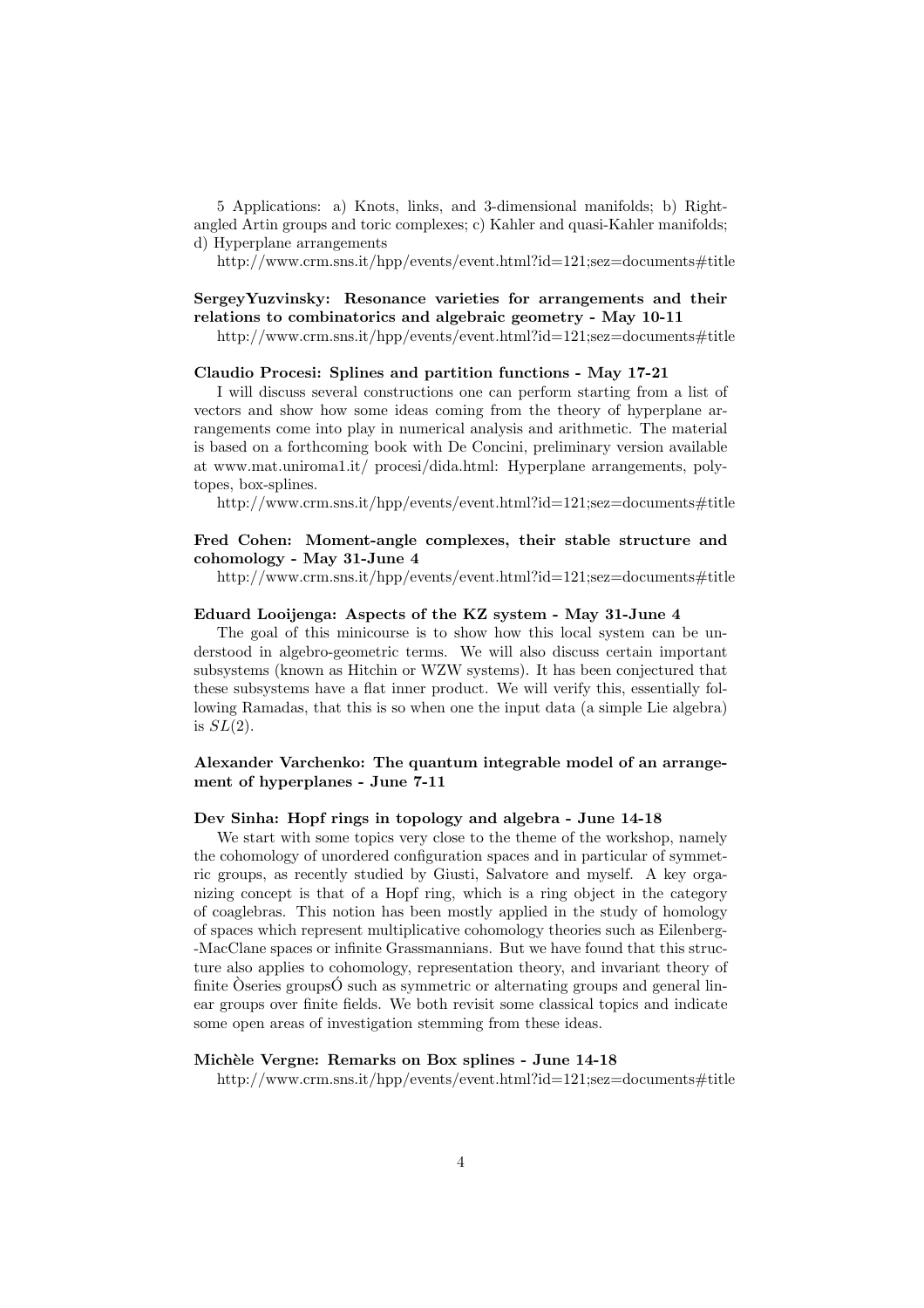5 Applications: a) Knots, links, and 3-dimensional manifolds; b) Right-angled Artin groups and toric complexes; c) Kahler and quasi-Kahler manifolds; d) Hyperplane arrangements

http://www.crm.sns.it/hpp/events/event.html?id=121;sez=documents#title

**SergeyYuzvinsky: Resonance varieties for arrangements and their relations to combinatorics and algebraic geometry - May 10-11**

http://www.crm.sns.it/hpp/events/event.html?id=121;sez=documents#title

**Claudio Procesi: Splines and partition functions - May 17-21**

I will discuss several constructions one can perform starting from a list of vectors and show how some ideas coming from the theory of hyperplane arrangements come into play in numerical analysis and arithmetic. The material is based on a forthcoming book with De Concini, preliminary version available at www.mat.uniroma1.it/ procesi/dida.html: Hyperplane arrangements, polytopes, box-splines.

http://www.crm.sns.it/hpp/events/event.html?id=121;sez=documents#title

**Fred Cohen: Moment-angle complexes, their stable structure and cohomology - May 31-June 4**

http://www.crm.sns.it/hpp/events/event.html?id=121;sez=documents#title

**Eduard Looijenga: Aspects of the KZ system - May 31-June 4**

The goal of this minicourse is to show how this local system can be understood in algebro-geometric terms. We will also discuss certain important subsystems (known as Hitchin or WZW systems). It has been conjectured that these subsystems have a flat inner product. We will verify this, essentially following Ramadas, that this is so when one the input data (a simple Lie algebra) is $SL(2)$.

**Alexander Varchenko: The quantum integrable model of an arrangement of hyperplanes - June 7-11**

**Dev Sinha: Hopf rings in topology and algebra - June 14-18**

We start with some topics very close to the theme of the workshop, namely the cohomology of unordered configuration spaces and in particular of symmetric groups, as recently studied by Giusti, Salvatore and myself. A key organizing concept is that of a Hopf ring, which is a ring object in the category of coaglebras. This notion has been mostly applied in the study of homology of spaces which represent multiplicative cohomology theories such as Eilenberg--MacClane spaces or infinite Grassmannians. But we have found that this structure also applies to cohomology, representation theory, and invariant theory of finite Òseries groupsÓ such as symmetric or alternating groups and general linear groups over finite fields. We both revisit some classical topics and indicate some open areas of investigation stemming from these ideas.

**Michèle Vergne: Remarks on Box splines - June 14-18**

http://www.crm.sns.it/hpp/events/event.html?id=121;sez=documents#title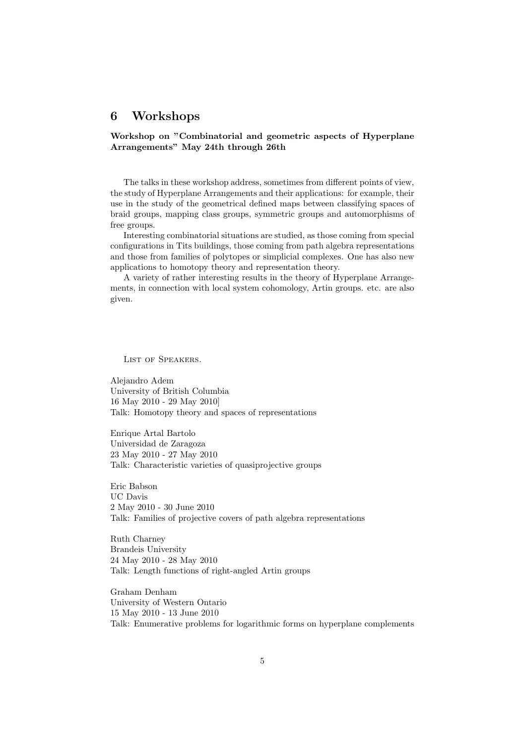# 6 Workshops

**Workshop on "Combinatorial and geometric aspects of Hyperplane Arrangements" May 24th through 26th**

The talks in these workshop address, sometimes from different points of view, the study of Hyperplane Arrangements and their applications: for example, their use in the study of the geometrical defined maps between classifying spaces of braid groups, mapping class groups, symmetric groups and automorphisms of free groups.

Interesting combinatorial situations are studied, as those coming from special configurations in Tits buildings, those coming from path algebra representations and those from families of polytopes or simplicial complexes. One has also new applications to homotopy theory and representation theory.

A variety of rather interesting results in the theory of Hyperplane Arrangements, in connection with local system cohomology, Artin groups. etc. are also given.

List of Speakers.

Alejandro Adem
University of British Columbia
16 May 2010 - 29 May 2010]
Talk: Homotopy theory and spaces of representations

Enrique Artal Bartolo
Universidad de Zaragoza
23 May 2010 - 27 May 2010
Talk: Characteristic varieties of quasiprojective groups

Eric Babson
UC Davis
2 May 2010 - 30 June 2010
Talk: Families of projective covers of path algebra representations

Ruth Charney
Brandeis University
24 May 2010 - 28 May 2010
Talk: Length functions of right-angled Artin groups

Graham Denham
University of Western Ontario
15 May 2010 - 13 June 2010
Talk: Enumerative problems for logarithmic forms on hyperplane complements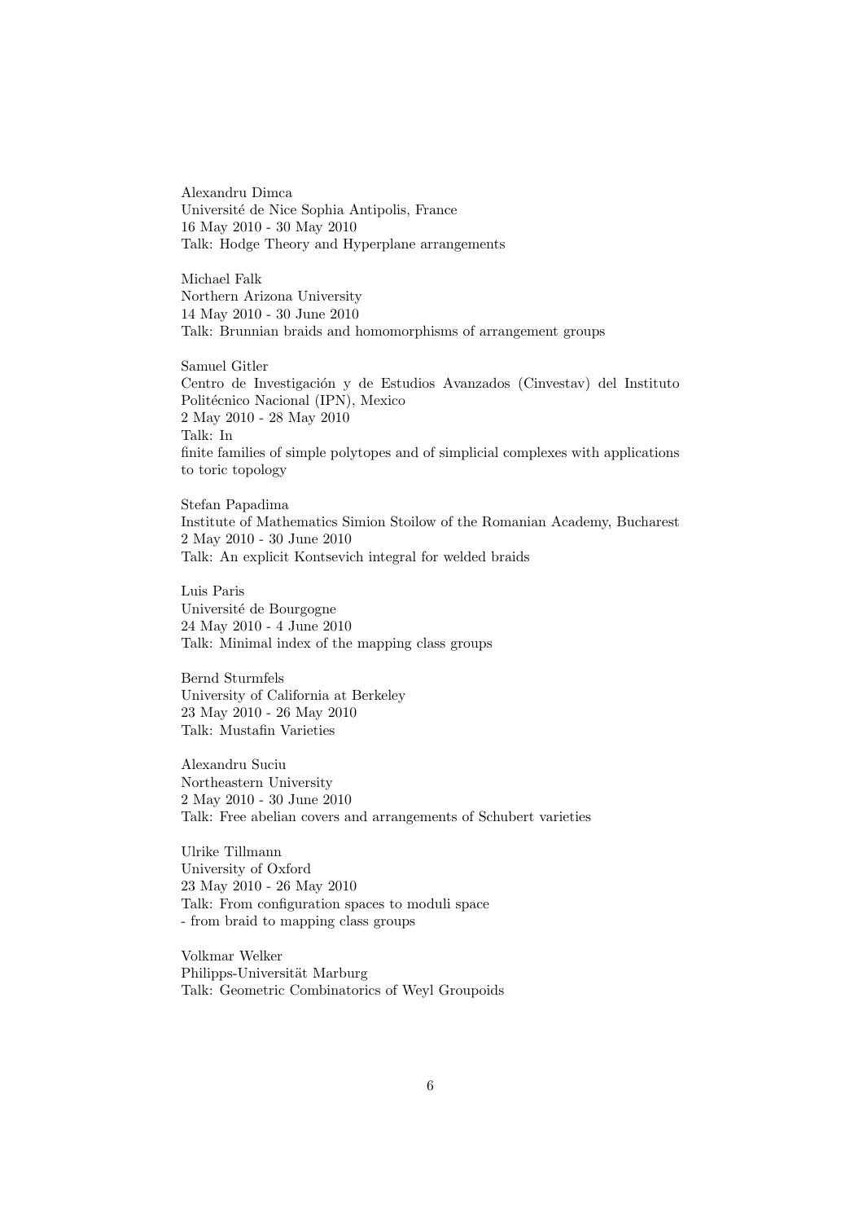Alexandru Dimca
Université de Nice Sophia Antipolis, France
16 May 2010 - 30 May 2010
Talk: Hodge Theory and Hyperplane arrangements

Michael Falk
Northern Arizona University
14 May 2010 - 30 June 2010
Talk: Brunnian braids and homomorphisms of arrangement groups

Samuel Gitler
Centro de Investigación y de Estudios Avanzados (Cinvestav) del Instituto Politécnico Nacional (IPN), Mexico
2 May 2010 - 28 May 2010
Talk: In
finite families of simple polytopes and of simplicial complexes with applications to toric topology

Stefan Papadima
Institute of Mathematics Simion Stoilow of the Romanian Academy, Bucharest
2 May 2010 - 30 June 2010
Talk: An explicit Kontsevich integral for welded braids

Luis Paris
Université de Bourgogne
24 May 2010 - 4 June 2010
Talk: Minimal index of the mapping class groups

Bernd Sturmfels
University of California at Berkeley
23 May 2010 - 26 May 2010
Talk: Mustafin Varieties

Alexandru Suciu
Northeastern University
2 May 2010 - 30 June 2010
Talk: Free abelian covers and arrangements of Schubert varieties

Ulrike Tillmann
University of Oxford
23 May 2010 - 26 May 2010
Talk: From configuration spaces to moduli space
- from braid to mapping class groups

Volkmar Welker
Philipps-Universität Marburg
Talk: Geometric Combinatorics of Weyl Groupoids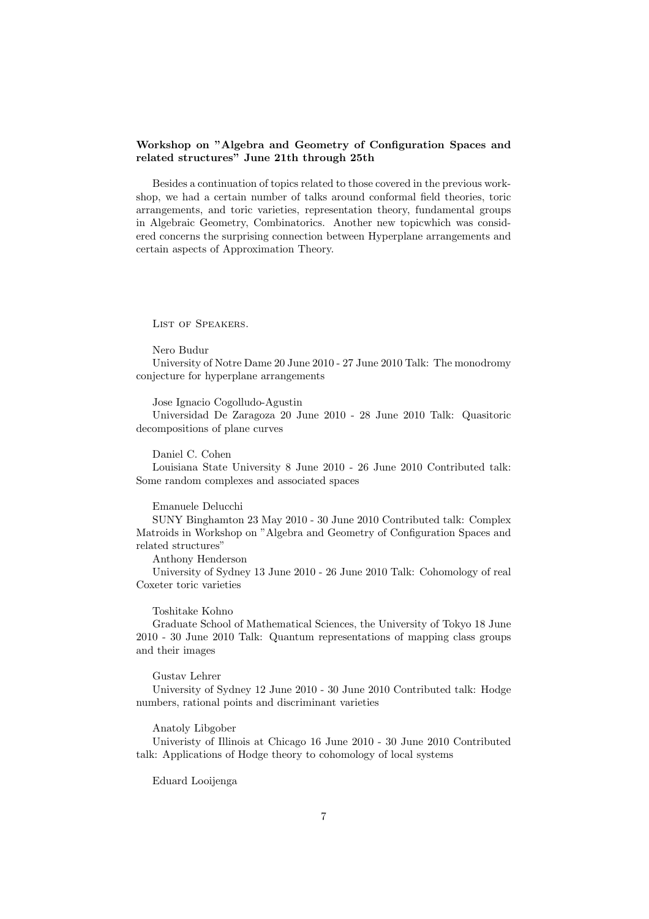**Workshop on "Algebra and Geometry of Configuration Spaces and related structures" June 21th through 25th**

Besides a continuation of topics related to those covered in the previous workshop, we had a certain number of talks around conformal field theories, toric arrangements, and toric varieties, representation theory, fundamental groups in Algebraic Geometry, Combinatorics. Another new topicwhich was considered concerns the surprising connection between Hyperplane arrangements and certain aspects of Approximation Theory.

List of Speakers.

Nero Budur

University of Notre Dame 20 June 2010 - 27 June 2010 Talk: The monodromy conjecture for hyperplane arrangements

Jose Ignacio Cogolludo-Agustin

Universidad De Zaragoza 20 June 2010 - 28 June 2010 Talk: Quasitoric decompositions of plane curves

Daniel C. Cohen

Louisiana State University 8 June 2010 - 26 June 2010 Contributed talk: Some random complexes and associated spaces

Emanuele Delucchi

SUNY Binghamton 23 May 2010 - 30 June 2010 Contributed talk: Complex Matroids in Workshop on "Algebra and Geometry of Configuration Spaces and related structures"

Anthony Henderson

University of Sydney 13 June 2010 - 26 June 2010 Talk: Cohomology of real Coxeter toric varieties

Toshitake Kohno

Graduate School of Mathematical Sciences, the University of Tokyo 18 June 2010 - 30 June 2010 Talk: Quantum representations of mapping class groups and their images

Gustav Lehrer

University of Sydney 12 June 2010 - 30 June 2010 Contributed talk: Hodge numbers, rational points and discriminant varieties

Anatoly Libgober

Univeristy of Illinois at Chicago 16 June 2010 - 30 June 2010 Contributed talk: Applications of Hodge theory to cohomology of local systems

Eduard Looijenga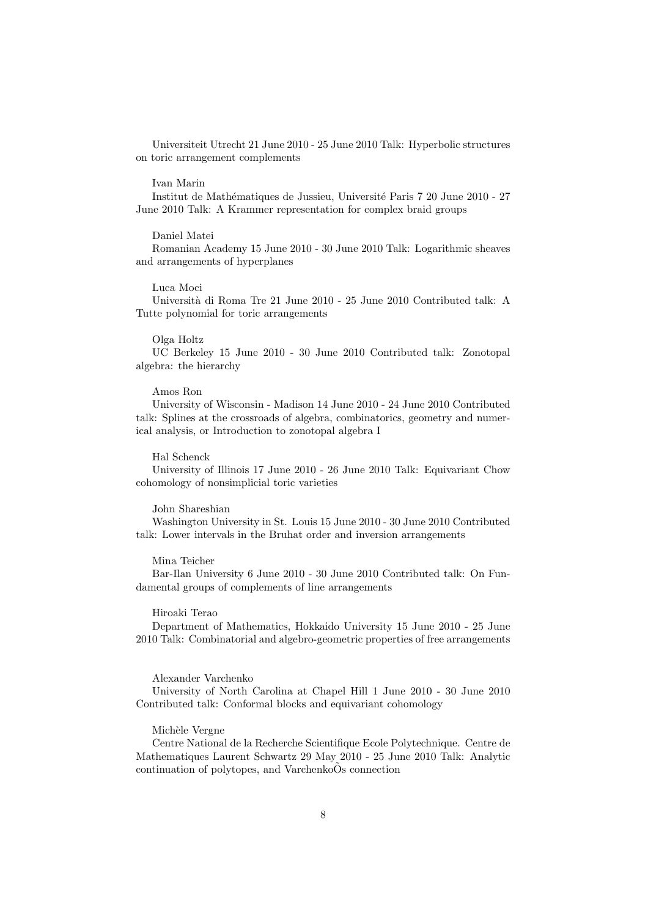Universiteit Utrecht 21 June 2010 - 25 June 2010 Talk: Hyperbolic structures on toric arrangement complements

Ivan Marin

Institut de Mathématiques de Jussieu, Université Paris 7 20 June 2010 - 27 June 2010 Talk: A Krammer representation for complex braid groups

Daniel Matei

Romanian Academy 15 June 2010 - 30 June 2010 Talk: Logarithmic sheaves and arrangements of hyperplanes

Luca Moci

Università di Roma Tre 21 June 2010 - 25 June 2010 Contributed talk: A Tutte polynomial for toric arrangements

Olga Holtz

UC Berkeley 15 June 2010 - 30 June 2010 Contributed talk: Zonotopal algebra: the hierarchy

Amos Ron

University of Wisconsin - Madison 14 June 2010 - 24 June 2010 Contributed talk: Splines at the crossroads of algebra, combinatorics, geometry and numerical analysis, or Introduction to zonotopal algebra I

Hal Schenck

University of Illinois 17 June 2010 - 26 June 2010 Talk: Equivariant Chow cohomology of nonsimplicial toric varieties

John Shareshian

Washington University in St. Louis 15 June 2010 - 30 June 2010 Contributed talk: Lower intervals in the Bruhat order and inversion arrangements

Mina Teicher

Bar-Ilan University 6 June 2010 - 30 June 2010 Contributed talk: On Fundamental groups of complements of line arrangements

Hiroaki Terao

Department of Mathematics, Hokkaido University 15 June 2010 - 25 June 2010 Talk: Combinatorial and algebro-geometric properties of free arrangements

Alexander Varchenko

University of North Carolina at Chapel Hill 1 June 2010 - 30 June 2010 Contributed talk: Conformal blocks and equivariant cohomology

Michèle Vergne

Centre National de la Recherche Scientifique Ecole Polytechnique. Centre de Mathematiques Laurent Schwartz 29 May 2010 - 25 June 2010 Talk: Analytic continuation of polytopes, and VarchenkoÕs connection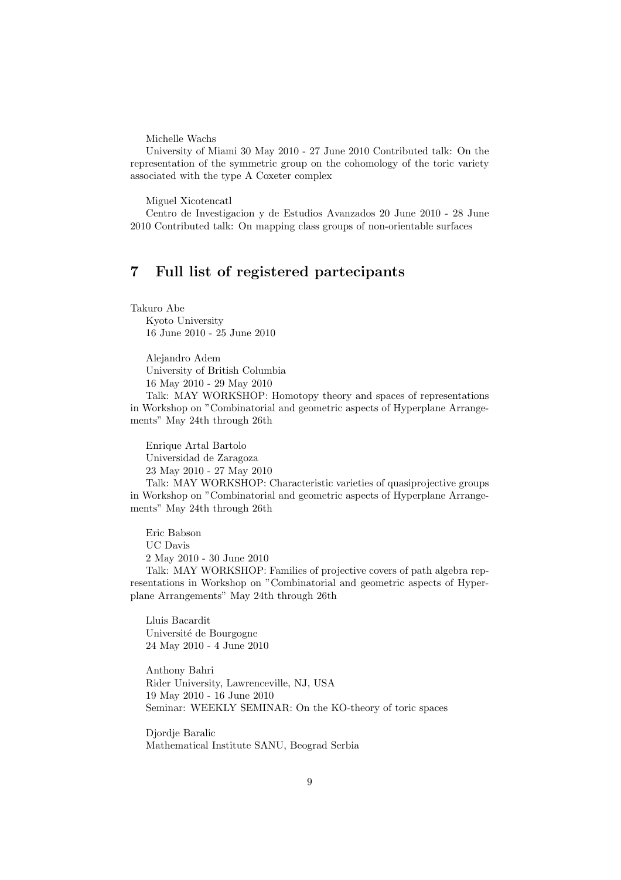Michelle Wachs

University of Miami 30 May 2010 - 27 June 2010 Contributed talk: On the representation of the symmetric group on the cohomology of the toric variety associated with the type A Coxeter complex

Miguel Xicotencatl

Centro de Investigacion y de Estudios Avanzados 20 June 2010 - 28 June 2010 Contributed talk: On mapping class groups of non-orientable surfaces

## 7 Full list of registered partecipants

Takuro Abe
Kyoto University
16 June 2010 - 25 June 2010

Alejandro Adem
University of British Columbia
16 May 2010 - 29 May 2010
Talk: MAY WORKSHOP: Homotopy theory and spaces of representations in Workshop on "Combinatorial and geometric aspects of Hyperplane Arrangements" May 24th through 26th

Enrique Artal Bartolo
Universidad de Zaragoza
23 May 2010 - 27 May 2010
Talk: MAY WORKSHOP: Characteristic varieties of quasiprojective groups in Workshop on "Combinatorial and geometric aspects of Hyperplane Arrangements" May 24th through 26th

Eric Babson
UC Davis
2 May 2010 - 30 June 2010
Talk: MAY WORKSHOP: Families of projective covers of path algebra representations in Workshop on "Combinatorial and geometric aspects of Hyperplane Arrangements" May 24th through 26th

Lluis Bacardit
Université de Bourgogne
24 May 2010 - 4 June 2010

Anthony Bahri
Rider University, Lawrenceville, NJ, USA
19 May 2010 - 16 June 2010
Seminar: WEEKLY SEMINAR: On the KO-theory of toric spaces

Djordje Baralic
Mathematical Institute SANU, Beograd Serbia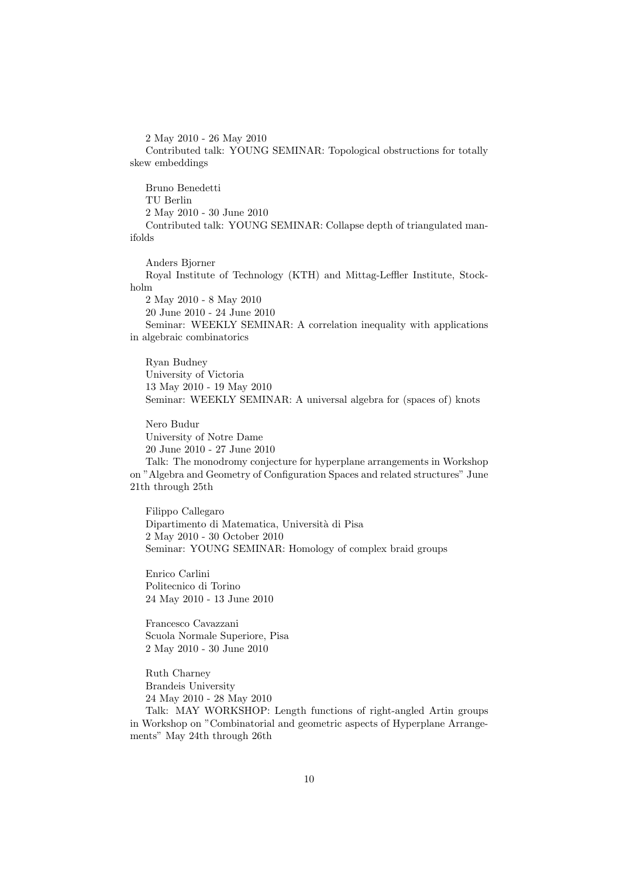2 May 2010 - 26 May 2010

Contributed talk: YOUNG SEMINAR: Topological obstructions for totally skew embeddings

Bruno Benedetti

TU Berlin

2 May 2010 - 30 June 2010

Contributed talk: YOUNG SEMINAR: Collapse depth of triangulated manifolds

Anders Bjorner

Royal Institute of Technology (KTH) and Mittag-Leffler Institute, Stockholm

2 May 2010 - 8 May 2010

20 June 2010 - 24 June 2010

Seminar: WEEKLY SEMINAR: A correlation inequality with applications in algebraic combinatorics

Ryan Budney

University of Victoria

13 May 2010 - 19 May 2010

Seminar: WEEKLY SEMINAR: A universal algebra for (spaces of) knots

Nero Budur

University of Notre Dame

20 June 2010 - 27 June 2010

Talk: The monodromy conjecture for hyperplane arrangements in Workshop on "Algebra and Geometry of Configuration Spaces and related structures" June 21th through 25th

Filippo Callegaro

Dipartimento di Matematica, Università di Pisa

2 May 2010 - 30 October 2010

Seminar: YOUNG SEMINAR: Homology of complex braid groups

Enrico Carlini

Politecnico di Torino

24 May 2010 - 13 June 2010

Francesco Cavazzani

Scuola Normale Superiore, Pisa

2 May 2010 - 30 June 2010

Ruth Charney

Brandeis University

24 May 2010 - 28 May 2010

Talk: MAY WORKSHOP: Length functions of right-angled Artin groups in Workshop on "Combinatorial and geometric aspects of Hyperplane Arrangements" May 24th through 26th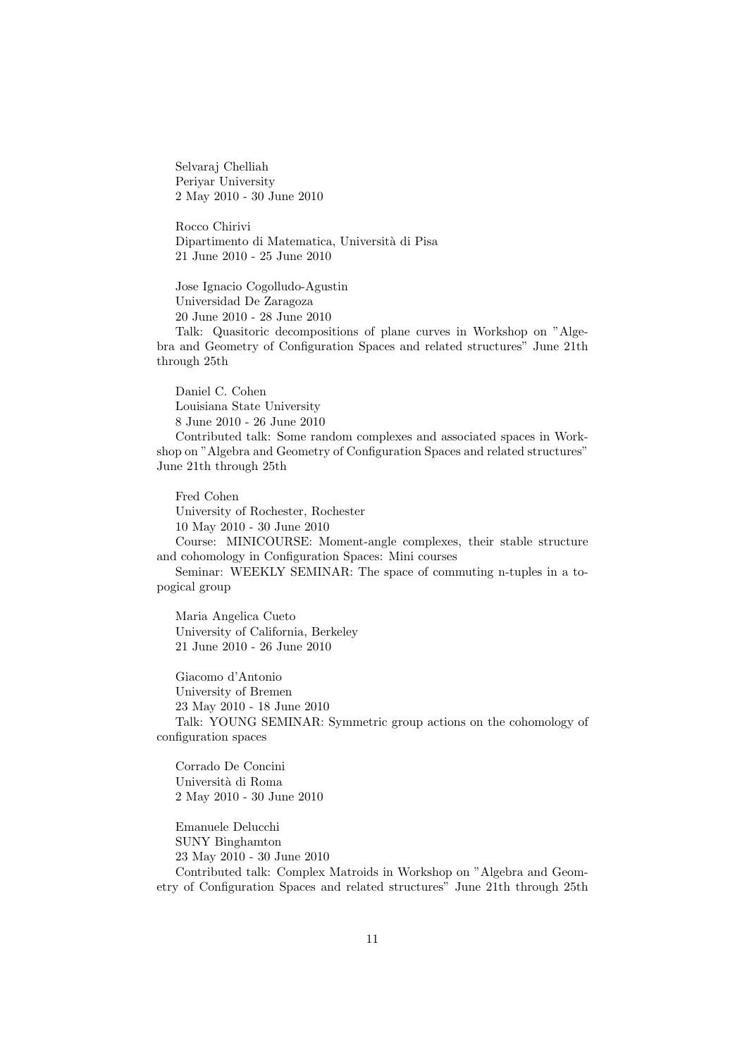Selvaraj Chelliah
Periyar University
2 May 2010 - 30 June 2010

Rocco Chirivi
Dipartimento di Matematica, Università di Pisa
21 June 2010 - 25 June 2010

Jose Ignacio Cogolludo-Agustin
Universidad De Zaragoza
20 June 2010 - 28 June 2010
Talk: Quasitoric decompositions of plane curves in Workshop on "Algebra and Geometry of Configuration Spaces and related structures" June 21th through 25th

Daniel C. Cohen
Louisiana State University
8 June 2010 - 26 June 2010
Contributed talk: Some random complexes and associated spaces in Workshop on "Algebra and Geometry of Configuration Spaces and related structures" June 21th through 25th

Fred Cohen
University of Rochester, Rochester
10 May 2010 - 30 June 2010
Course: MINICOURSE: Moment-angle complexes, their stable structure and cohomology in Configuration Spaces: Mini courses
Seminar: WEEKLY SEMINAR: The space of commuting n-tuples in a topogical group

Maria Angelica Cueto
University of California, Berkeley
21 June 2010 - 26 June 2010

Giacomo d'Antonio
University of Bremen
23 May 2010 - 18 June 2010
Talk: YOUNG SEMINAR: Symmetric group actions on the cohomology of configuration spaces

Corrado De Concini
Università di Roma
2 May 2010 - 30 June 2010

Emanuele Delucchi
SUNY Binghamton
23 May 2010 - 30 June 2010
Contributed talk: Complex Matroids in Workshop on "Algebra and Geometry of Configuration Spaces and related structures" June 21th through 25th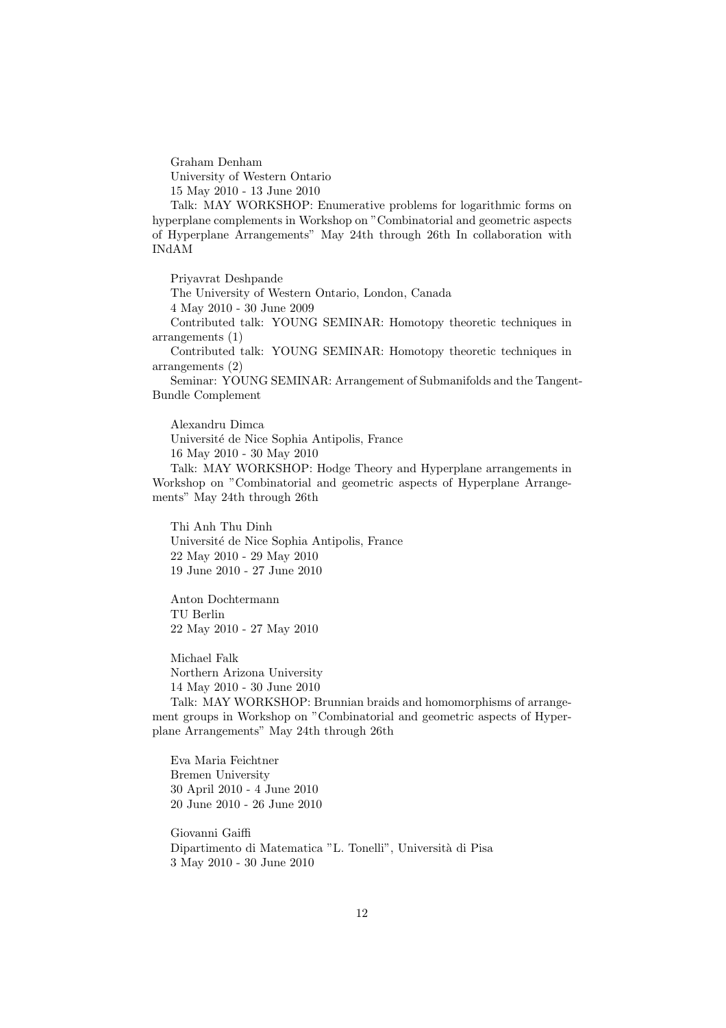Graham Denham
University of Western Ontario
15 May 2010 - 13 June 2010

Talk: MAY WORKSHOP: Enumerative problems for logarithmic forms on hyperplane complements in Workshop on "Combinatorial and geometric aspects of Hyperplane Arrangements" May 24th through 26th In collaboration with INdAM

Priyavrat Deshpande
The University of Western Ontario, London, Canada
4 May 2010 - 30 June 2009

Contributed talk: YOUNG SEMINAR: Homotopy theoretic techniques in arrangements (1)

Contributed talk: YOUNG SEMINAR: Homotopy theoretic techniques in arrangements (2)

Seminar: YOUNG SEMINAR: Arrangement of Submanifolds and the Tangent-Bundle Complement

Alexandru Dimca
Université de Nice Sophia Antipolis, France
16 May 2010 - 30 May 2010

Talk: MAY WORKSHOP: Hodge Theory and Hyperplane arrangements in Workshop on "Combinatorial and geometric aspects of Hyperplane Arrangements" May 24th through 26th

Thi Anh Thu Dinh
Université de Nice Sophia Antipolis, France
22 May 2010 - 29 May 2010
19 June 2010 - 27 June 2010

Anton Dochtermann
TU Berlin
22 May 2010 - 27 May 2010

Michael Falk
Northern Arizona University
14 May 2010 - 30 June 2010

Talk: MAY WORKSHOP: Brunnian braids and homomorphisms of arrangement groups in Workshop on "Combinatorial and geometric aspects of Hyperplane Arrangements" May 24th through 26th

Eva Maria Feichtner
Bremen University
30 April 2010 - 4 June 2010
20 June 2010 - 26 June 2010

Giovanni Gaiffi
Dipartimento di Matematica "L. Tonelli", Università di Pisa
3 May 2010 - 30 June 2010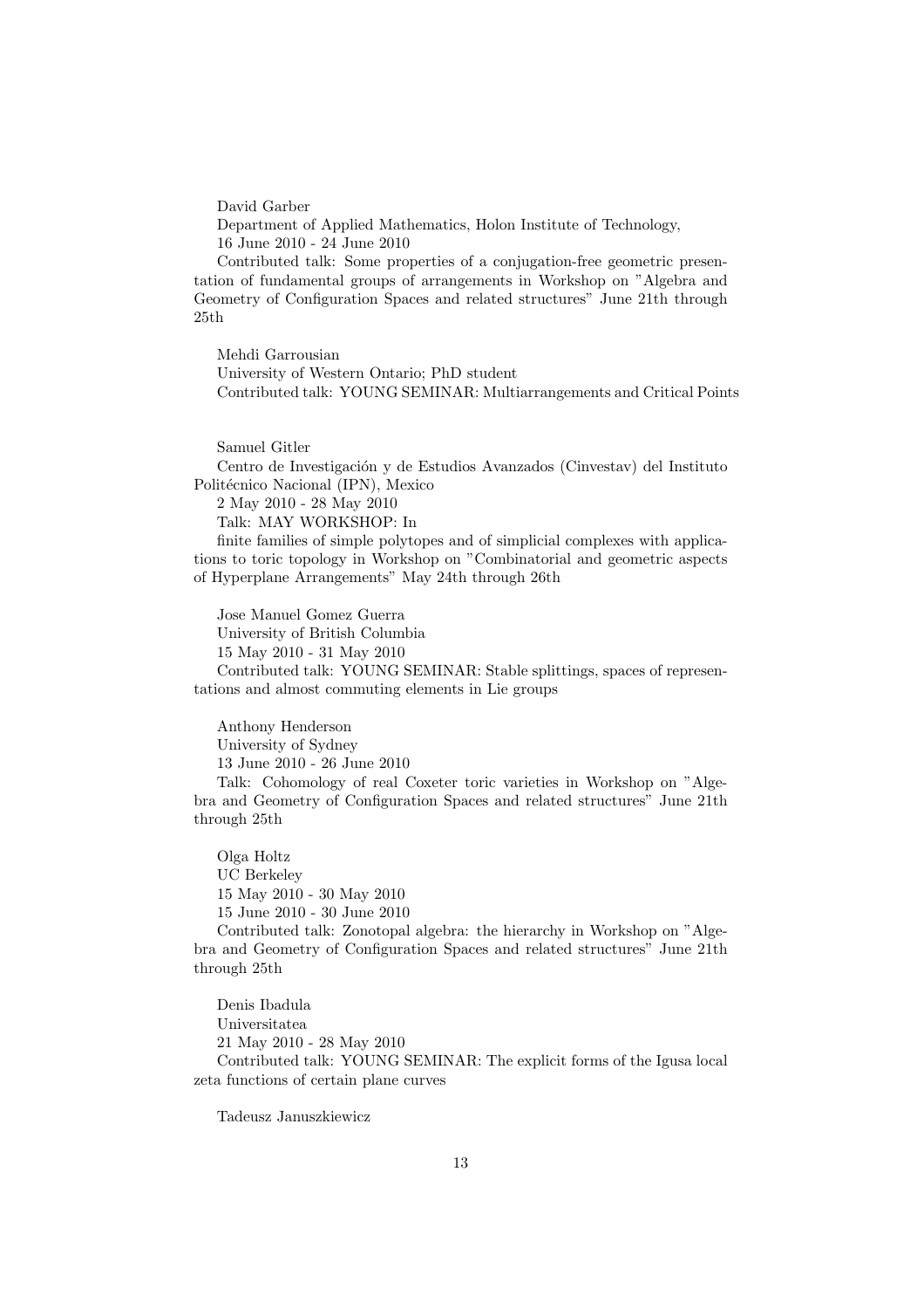David Garber

Department of Applied Mathematics, Holon Institute of Technology,

16 June 2010 - 24 June 2010

Contributed talk: Some properties of a conjugation-free geometric presentation of fundamental groups of arrangements in Workshop on "Algebra and Geometry of Configuration Spaces and related structures" June 21th through 25th

Mehdi Garrousian

University of Western Ontario; PhD student

Contributed talk: YOUNG SEMINAR: Multiarrangements and Critical Points

Samuel Gitler

Centro de Investigación y de Estudios Avanzados (Cinvestav) del Instituto Politécnico Nacional (IPN), Mexico

2 May 2010 - 28 May 2010

Talk: MAY WORKSHOP: In

finite families of simple polytopes and of simplicial complexes with applications to toric topology in Workshop on "Combinatorial and geometric aspects of Hyperplane Arrangements" May 24th through 26th

Jose Manuel Gomez Guerra

University of British Columbia

15 May 2010 - 31 May 2010

Contributed talk: YOUNG SEMINAR: Stable splittings, spaces of representations and almost commuting elements in Lie groups

Anthony Henderson

University of Sydney

13 June 2010 - 26 June 2010

Talk: Cohomology of real Coxeter toric varieties in Workshop on "Algebra and Geometry of Configuration Spaces and related structures" June 21th through 25th

Olga Holtz

UC Berkeley

15 May 2010 - 30 May 2010

15 June 2010 - 30 June 2010

Contributed talk: Zonotopal algebra: the hierarchy in Workshop on "Algebra and Geometry of Configuration Spaces and related structures" June 21th through 25th

Denis Ibadula

Universitatea

21 May 2010 - 28 May 2010

Contributed talk: YOUNG SEMINAR: The explicit forms of the Igusa local zeta functions of certain plane curves

Tadeusz Januszkiewicz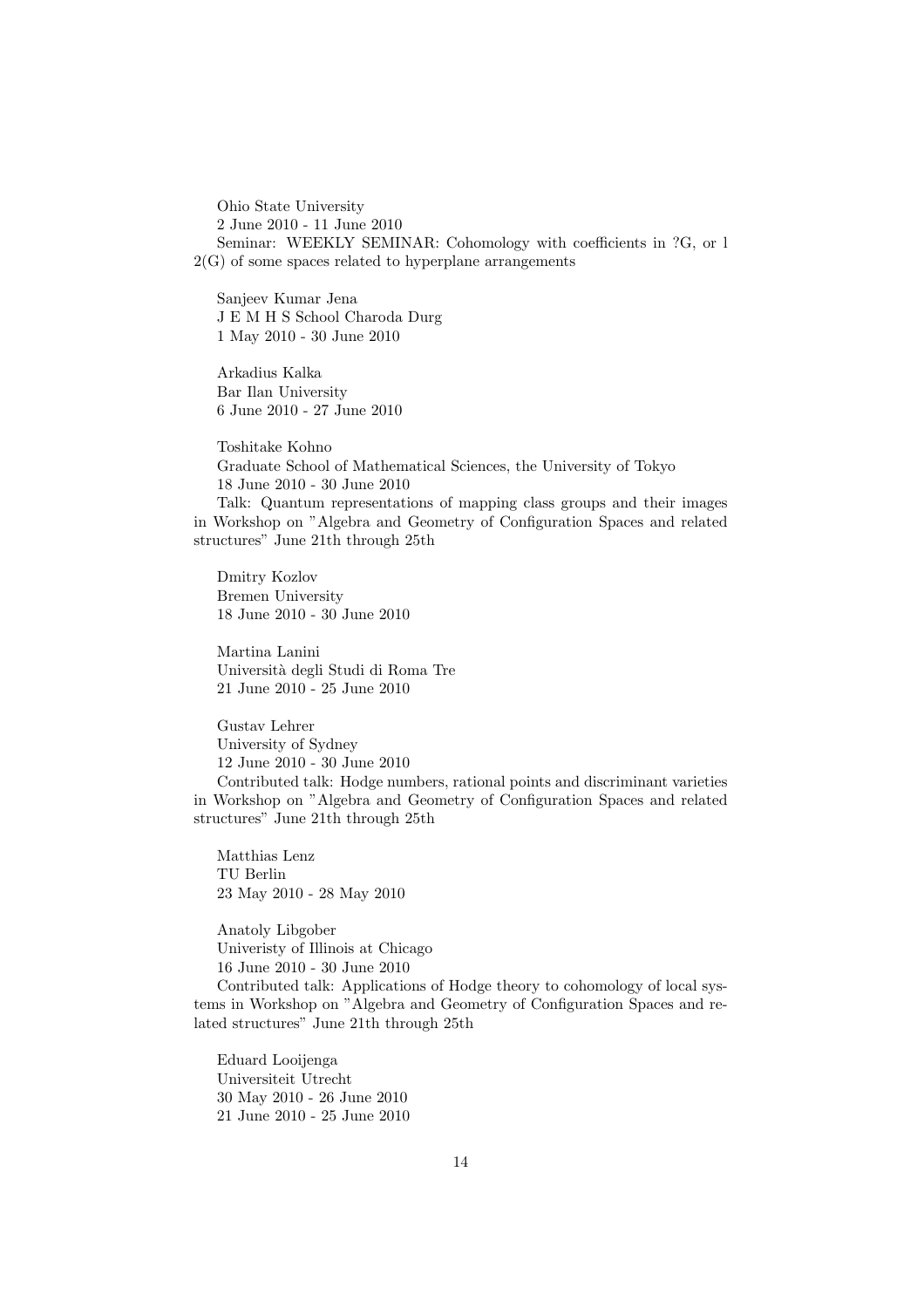Ohio State University
2 June 2010 - 11 June 2010
Seminar: WEEKLY SEMINAR: Cohomology with coefficients in ?G, or l 2(G) of some spaces related to hyperplane arrangements

Sanjeev Kumar Jena
J E M H S School Charoda Durg
1 May 2010 - 30 June 2010

Arkadius Kalka
Bar Ilan University
6 June 2010 - 27 June 2010

Toshitake Kohno
Graduate School of Mathematical Sciences, the University of Tokyo
18 June 2010 - 30 June 2010
Talk: Quantum representations of mapping class groups and their images in Workshop on "Algebra and Geometry of Configuration Spaces and related structures" June 21th through 25th

Dmitry Kozlov
Bremen University
18 June 2010 - 30 June 2010

Martina Lanini
Università degli Studi di Roma Tre
21 June 2010 - 25 June 2010

Gustav Lehrer
University of Sydney
12 June 2010 - 30 June 2010
Contributed talk: Hodge numbers, rational points and discriminant varieties in Workshop on "Algebra and Geometry of Configuration Spaces and related structures" June 21th through 25th

Matthias Lenz
TU Berlin
23 May 2010 - 28 May 2010

Anatoly Libgober
Univeristy of Illinois at Chicago
16 June 2010 - 30 June 2010
Contributed talk: Applications of Hodge theory to cohomology of local systems in Workshop on "Algebra and Geometry of Configuration Spaces and related structures" June 21th through 25th

Eduard Looijenga
Universiteit Utrecht
30 May 2010 - 26 June 2010
21 June 2010 - 25 June 2010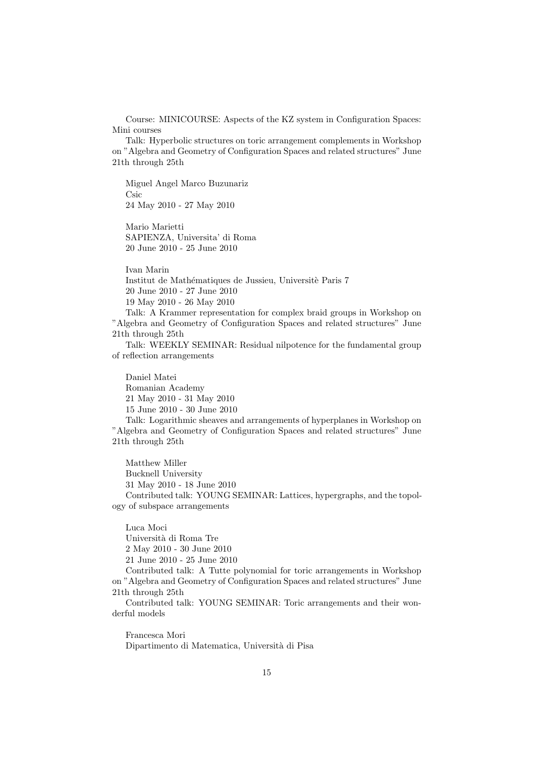Course: MINICOURSE: Aspects of the KZ system in Configuration Spaces: Mini courses

Talk: Hyperbolic structures on toric arrangement complements in Workshop on "Algebra and Geometry of Configuration Spaces and related structures" June 21th through 25th

Miguel Angel Marco Buzunariz
Csic
24 May 2010 - 27 May 2010

Mario Marietti
SAPIENZA, Universita' di Roma
20 June 2010 - 25 June 2010

Ivan Marin
Institut de Mathématiques de Jussieu, Universitè Paris 7
20 June 2010 - 27 June 2010
19 May 2010 - 26 May 2010

Talk: A Krammer representation for complex braid groups in Workshop on "Algebra and Geometry of Configuration Spaces and related structures" June 21th through 25th

Talk: WEEKLY SEMINAR: Residual nilpotence for the fundamental group of reflection arrangements

Daniel Matei
Romanian Academy
21 May 2010 - 31 May 2010
15 June 2010 - 30 June 2010

Talk: Logarithmic sheaves and arrangements of hyperplanes in Workshop on "Algebra and Geometry of Configuration Spaces and related structures" June 21th through 25th

Matthew Miller
Bucknell University
31 May 2010 - 18 June 2010

Contributed talk: YOUNG SEMINAR: Lattices, hypergraphs, and the topology of subspace arrangements

Luca Moci
Università di Roma Tre
2 May 2010 - 30 June 2010
21 June 2010 - 25 June 2010

Contributed talk: A Tutte polynomial for toric arrangements in Workshop on "Algebra and Geometry of Configuration Spaces and related structures" June 21th through 25th

Contributed talk: YOUNG SEMINAR: Toric arrangements and their wonderful models

Francesca Mori
Dipartimento di Matematica, Università di Pisa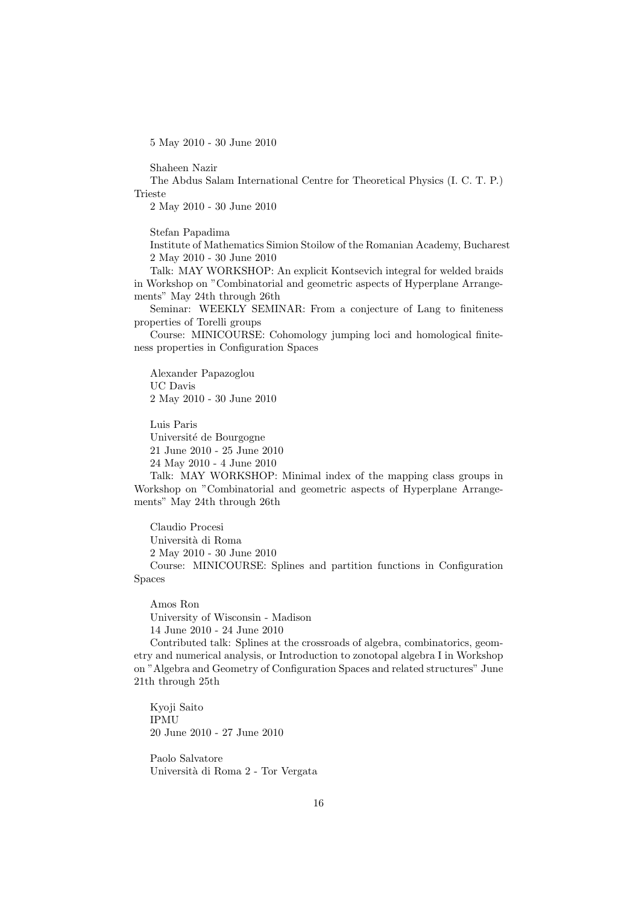5 May 2010 - 30 June 2010

Shaheen Nazir

The Abdus Salam International Centre for Theoretical Physics (I. C. T. P.) Trieste

2 May 2010 - 30 June 2010

Stefan Papadima

Institute of Mathematics Simion Stoilow of the Romanian Academy, Bucharest

2 May 2010 - 30 June 2010

Talk: MAY WORKSHOP: An explicit Kontsevich integral for welded braids in Workshop on "Combinatorial and geometric aspects of Hyperplane Arrangements" May 24th through 26th

Seminar: WEEKLY SEMINAR: From a conjecture of Lang to finiteness properties of Torelli groups

Course: MINICOURSE: Cohomology jumping loci and homological finiteness properties in Configuration Spaces

Alexander Papazoglou

UC Davis

2 May 2010 - 30 June 2010

Luis Paris

Université de Bourgogne

21 June 2010 - 25 June 2010

24 May 2010 - 4 June 2010

Talk: MAY WORKSHOP: Minimal index of the mapping class groups in Workshop on "Combinatorial and geometric aspects of Hyperplane Arrangements" May 24th through 26th

Claudio Procesi

Università di Roma

2 May 2010 - 30 June 2010

Course: MINICOURSE: Splines and partition functions in Configuration Spaces

Amos Ron

University of Wisconsin - Madison

14 June 2010 - 24 June 2010

Contributed talk: Splines at the crossroads of algebra, combinatorics, geometry and numerical analysis, or Introduction to zonotopal algebra I in Workshop on "Algebra and Geometry of Configuration Spaces and related structures" June 21th through 25th

Kyoji Saito

IPMU

20 June 2010 - 27 June 2010

Paolo Salvatore

Università di Roma 2 - Tor Vergata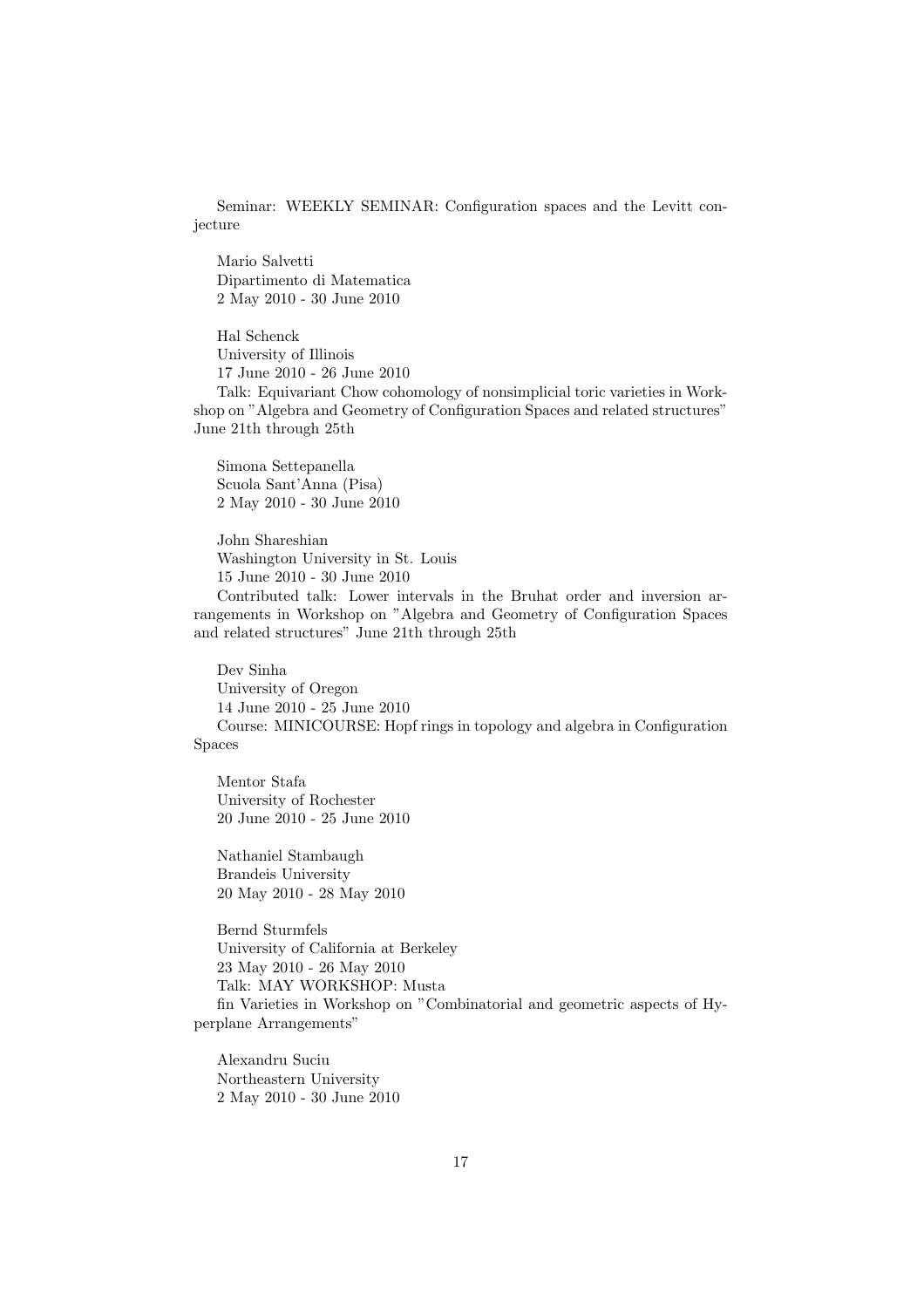Seminar: WEEKLY SEMINAR: Configuration spaces and the Levitt conjecture

Mario Salvetti
Dipartimento di Matematica
2 May 2010 - 30 June 2010

Hal Schenck
University of Illinois
17 June 2010 - 26 June 2010
Talk: Equivariant Chow cohomology of nonsimplicial toric varieties in Workshop on "Algebra and Geometry of Configuration Spaces and related structures" June 21th through 25th

Simona Settepanella
Scuola Sant'Anna (Pisa)
2 May 2010 - 30 June 2010

John Shareshian
Washington University in St. Louis
15 June 2010 - 30 June 2010
Contributed talk: Lower intervals in the Bruhat order and inversion arrangements in Workshop on "Algebra and Geometry of Configuration Spaces and related structures" June 21th through 25th

Dev Sinha
University of Oregon
14 June 2010 - 25 June 2010
Course: MINICOURSE: Hopf rings in topology and algebra in Configuration Spaces

Mentor Stafa
University of Rochester
20 June 2010 - 25 June 2010

Nathaniel Stambaugh
Brandeis University
20 May 2010 - 28 May 2010

Bernd Sturmfels
University of California at Berkeley
23 May 2010 - 26 May 2010
Talk: MAY WORKSHOP: Musta
fin Varieties in Workshop on "Combinatorial and geometric aspects of Hyperplane Arrangements"

Alexandru Suciu
Northeastern University
2 May 2010 - 30 June 2010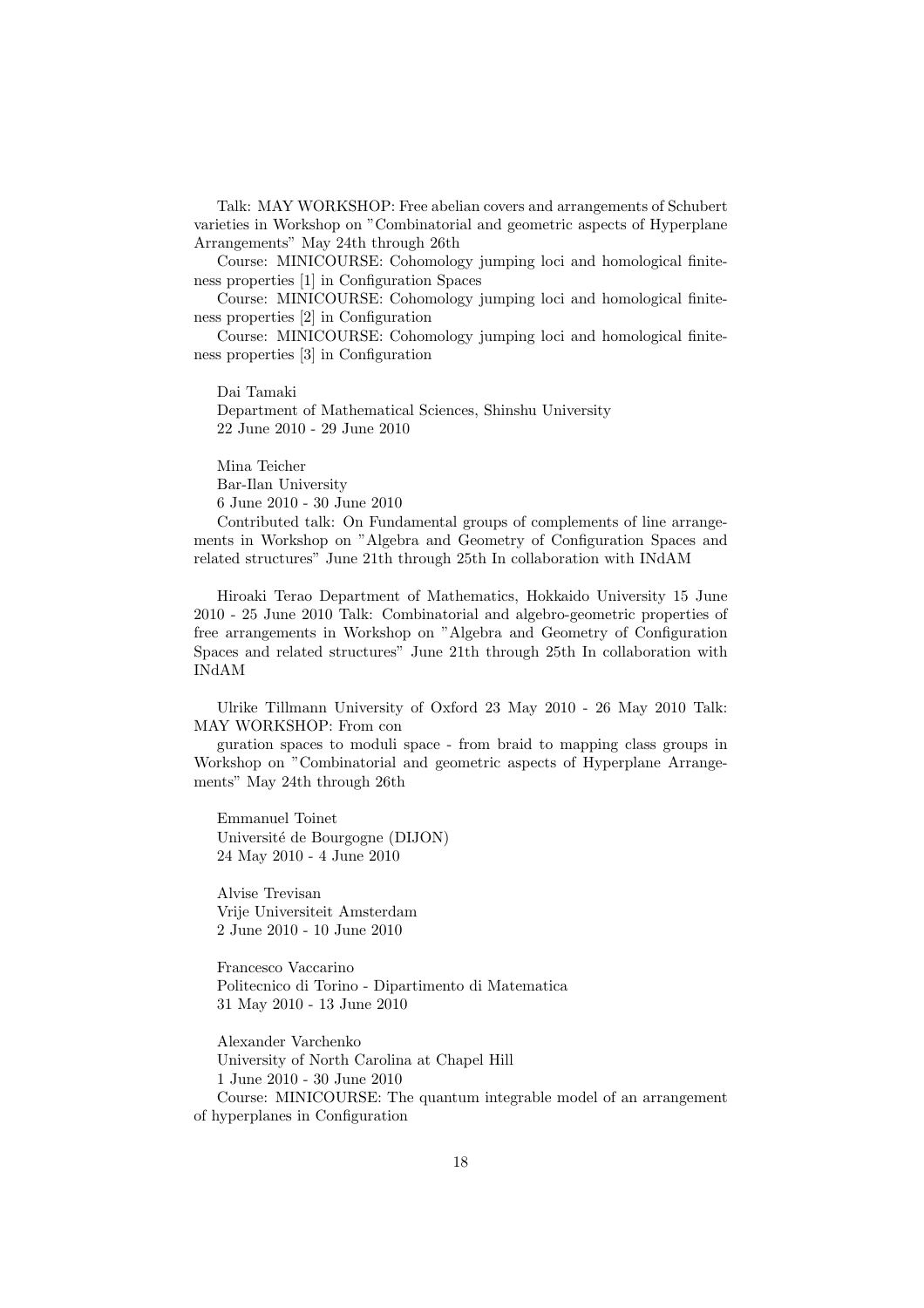Talk: MAY WORKSHOP: Free abelian covers and arrangements of Schubert varieties in Workshop on "Combinatorial and geometric aspects of Hyperplane Arrangements" May 24th through 26th

Course: MINICOURSE: Cohomology jumping loci and homological finiteness properties [1] in Configuration Spaces

Course: MINICOURSE: Cohomology jumping loci and homological finiteness properties [2] in Configuration

Course: MINICOURSE: Cohomology jumping loci and homological finiteness properties [3] in Configuration

Dai Tamaki
Department of Mathematical Sciences, Shinshu University
22 June 2010 - 29 June 2010

Mina Teicher
Bar-Ilan University
6 June 2010 - 30 June 2010
Contributed talk: On Fundamental groups of complements of line arrangements in Workshop on "Algebra and Geometry of Configuration Spaces and related structures" June 21th through 25th In collaboration with INdAM

Hiroaki Terao Department of Mathematics, Hokkaido University 15 June 2010 - 25 June 2010 Talk: Combinatorial and algebro-geometric properties of free arrangements in Workshop on "Algebra and Geometry of Configuration Spaces and related structures" June 21th through 25th In collaboration with INdAM

Ulrike Tillmann University of Oxford 23 May 2010 - 26 May 2010 Talk: MAY WORKSHOP: From con

guration spaces to moduli space - from braid to mapping class groups in Workshop on "Combinatorial and geometric aspects of Hyperplane Arrangements" May 24th through 26th

Emmanuel Toinet
Université de Bourgogne (DIJON)
24 May 2010 - 4 June 2010

Alvise Trevisan
Vrije Universiteit Amsterdam
2 June 2010 - 10 June 2010

Francesco Vaccarino
Politecnico di Torino - Dipartimento di Matematica
31 May 2010 - 13 June 2010

Alexander Varchenko
University of North Carolina at Chapel Hill
1 June 2010 - 30 June 2010
Course: MINICOURSE: The quantum integrable model of an arrangement of hyperplanes in Configuration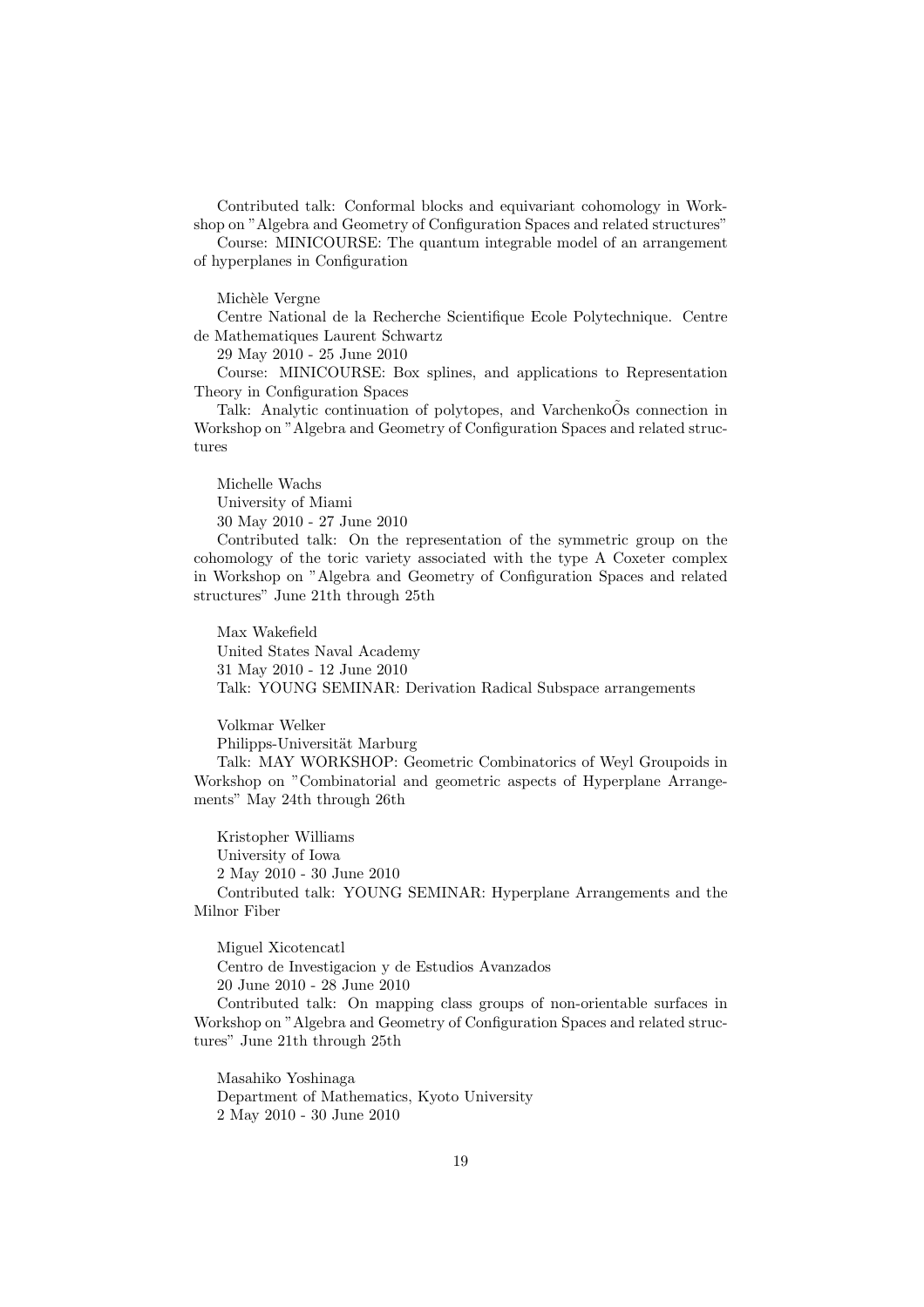Contributed talk: Conformal blocks and equivariant cohomology in Workshop on "Algebra and Geometry of Configuration Spaces and related structures"

Course: MINICOURSE: The quantum integrable model of an arrangement of hyperplanes in Configuration

Michèle Vergne

Centre National de la Recherche Scientifique Ecole Polytechnique. Centre de Mathematiques Laurent Schwartz

29 May 2010 - 25 June 2010

Course: MINICOURSE: Box splines, and applications to Representation Theory in Configuration Spaces

Talk: Analytic continuation of polytopes, and VarchenkoÕs connection in Workshop on "Algebra and Geometry of Configuration Spaces and related structures

Michelle Wachs

University of Miami

30 May 2010 - 27 June 2010

Contributed talk: On the representation of the symmetric group on the cohomology of the toric variety associated with the type A Coxeter complex in Workshop on "Algebra and Geometry of Configuration Spaces and related structures" June 21th through 25th

Max Wakefield

United States Naval Academy

31 May 2010 - 12 June 2010

Talk: YOUNG SEMINAR: Derivation Radical Subspace arrangements

Volkmar Welker

Philipps-Universität Marburg

Talk: MAY WORKSHOP: Geometric Combinatorics of Weyl Groupoids in Workshop on "Combinatorial and geometric aspects of Hyperplane Arrangements" May 24th through 26th

Kristopher Williams

University of Iowa

2 May 2010 - 30 June 2010

Contributed talk: YOUNG SEMINAR: Hyperplane Arrangements and the Milnor Fiber

Miguel Xicotencatl

Centro de Investigacion y de Estudios Avanzados

20 June 2010 - 28 June 2010

Contributed talk: On mapping class groups of non-orientable surfaces in Workshop on "Algebra and Geometry of Configuration Spaces and related structures" June 21th through 25th

Masahiko Yoshinaga

Department of Mathematics, Kyoto University

2 May 2010 - 30 June 2010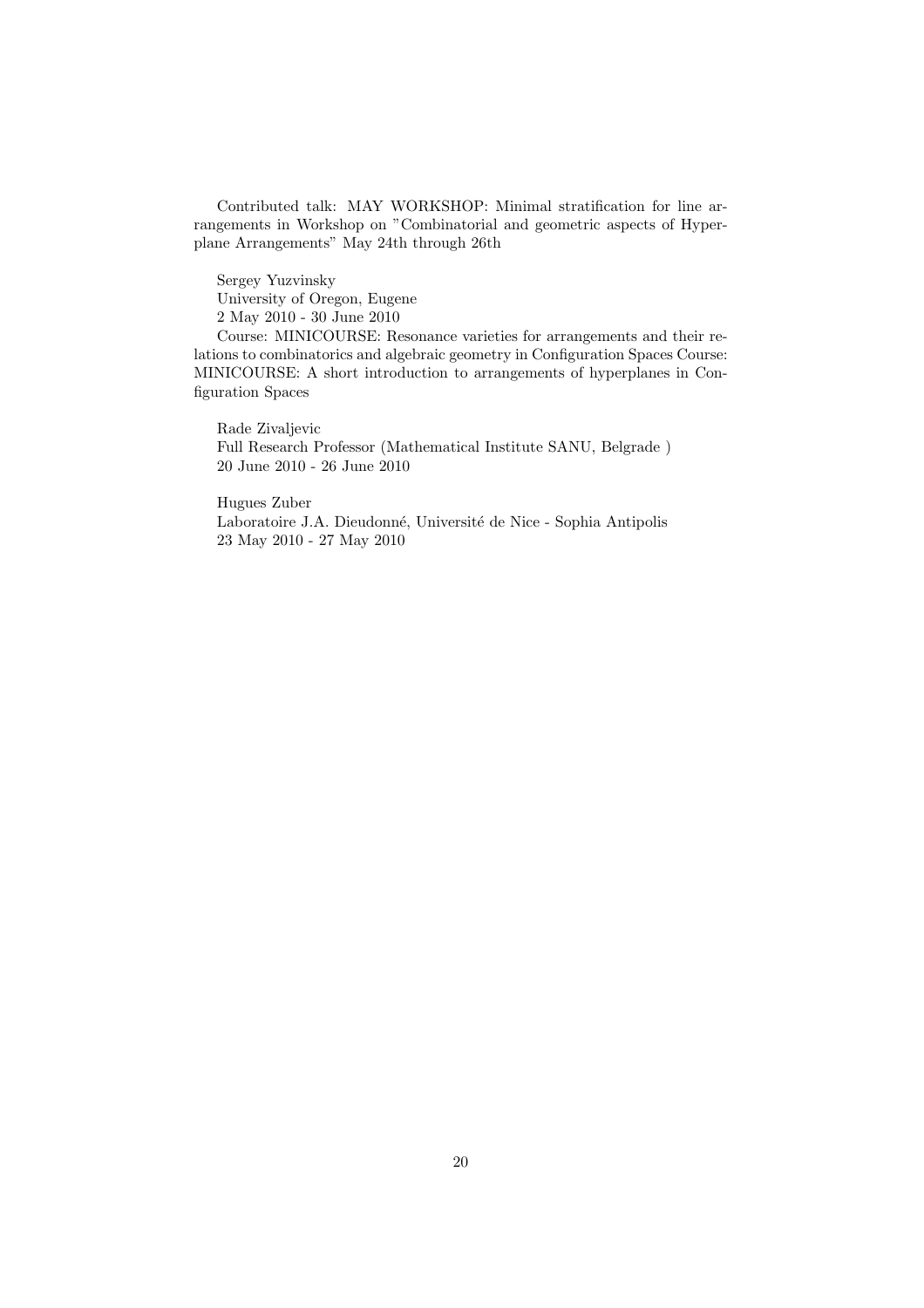Contributed talk: MAY WORKSHOP: Minimal stratification for line arrangements in Workshop on "Combinatorial and geometric aspects of Hyperplane Arrangements" May 24th through 26th

Sergey Yuzvinsky
University of Oregon, Eugene
2 May 2010 - 30 June 2010
Course: MINICOURSE: Resonance varieties for arrangements and their relations to combinatorics and algebraic geometry in Configuration Spaces Course: MINICOURSE: A short introduction to arrangements of hyperplanes in Configuration Spaces

Rade Zivaljevic
Full Research Professor (Mathematical Institute SANU, Belgrade )
20 June 2010 - 26 June 2010

Hugues Zuber
Laboratoire J.A. Dieudonné, Université de Nice - Sophia Antipolis
23 May 2010 - 27 May 2010